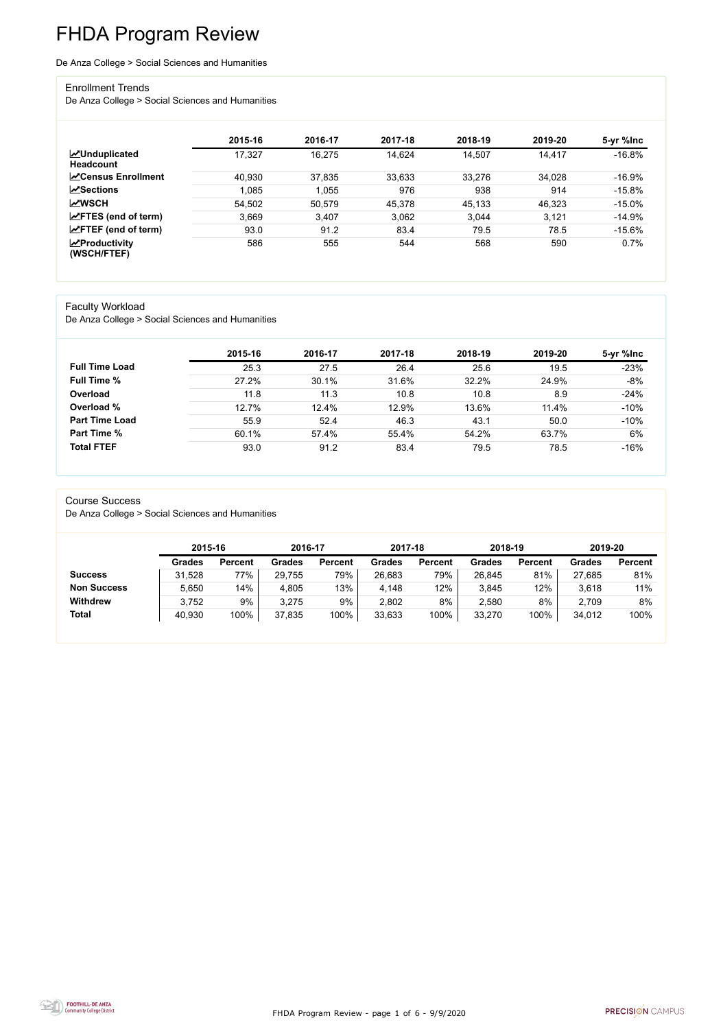# FHDA Program Review

De Anza College > Social Sciences and Humanities

## Enrollment Trends

De Anza College > Social Sciences and Humanities

| | 2015-16 | 2016-17 | 2017-18 | 2018-19 | 2019-20 | 5-yr %Inc |
|---|---|---|---|---|---|---|
| **Unduplicated Headcount** | 17,327 | 16,275 | 14,624 | 14,507 | 14,417 | -16.8% |
| **Census Enrollment** | 40,930 | 37,835 | 33,633 | 33,276 | 34,028 | -16.9% |
| **Sections** | 1,085 | 1,055 | 976 | 938 | 914 | -15.8% |
| **WSCH** | 54,502 | 50,579 | 45,378 | 45,133 | 46,323 | -15.0% |
| **FTES (end of term)** | 3,669 | 3,407 | 3,062 | 3,044 | 3,121 | -14.9% |
| **FTEF (end of term)** | 93.0 | 91.2 | 83.4 | 79.5 | 78.5 | -15.6% |
| **Productivity (WSCH/FTEF)** | 586 | 555 | 544 | 568 | 590 | 0.7% |

## Faculty Workload

De Anza College > Social Sciences and Humanities

| | 2015-16 | 2016-17 | 2017-18 | 2018-19 | 2019-20 | 5-yr %Inc |
|---|---|---|---|---|---|---|
| **Full Time Load** | 25.3 | 27.5 | 26.4 | 25.6 | 19.5 | -23% |
| **Full Time %** | 27.2% | 30.1% | 31.6% | 32.2% | 24.9% | -8% |
| **Overload** | 11.8 | 11.3 | 10.8 | 10.8 | 8.9 | -24% |
| **Overload %** | 12.7% | 12.4% | 12.9% | 13.6% | 11.4% | -10% |
| **Part Time Load** | 55.9 | 52.4 | 46.3 | 43.1 | 50.0 | -10% |
| **Part Time %** | 60.1% | 57.4% | 55.4% | 54.2% | 63.7% | 6% |
| **Total FTEF** | 93.0 | 91.2 | 83.4 | 79.5 | 78.5 | -16% |

## Course Success

De Anza College > Social Sciences and Humanities

| | 2015-16 | | 2016-17 | | 2017-18 | | 2018-19 | | 2019-20 | |
|---|---|---|---|---|---|---|---|---|---|---|
| | **Grades** | **Percent** | **Grades** | **Percent** | **Grades** | **Percent** | **Grades** | **Percent** | **Grades** | **Percent** |
| **Success** | 31,528 | 77% | 29,755 | 79% | 26,683 | 79% | 26,845 | 81% | 27,685 | 81% |
| **Non Success** | 5,650 | 14% | 4,805 | 13% | 4,148 | 12% | 3,845 | 12% | 3,618 | 11% |
| **Withdrew** | 3,752 | 9% | 3,275 | 9% | 2,802 | 8% | 2,580 | 8% | 2,709 | 8% |
| **Total** | 40,930 | 100% | 37,835 | 100% | 33,633 | 100% | 33,270 | 100% | 34,012 | 100% |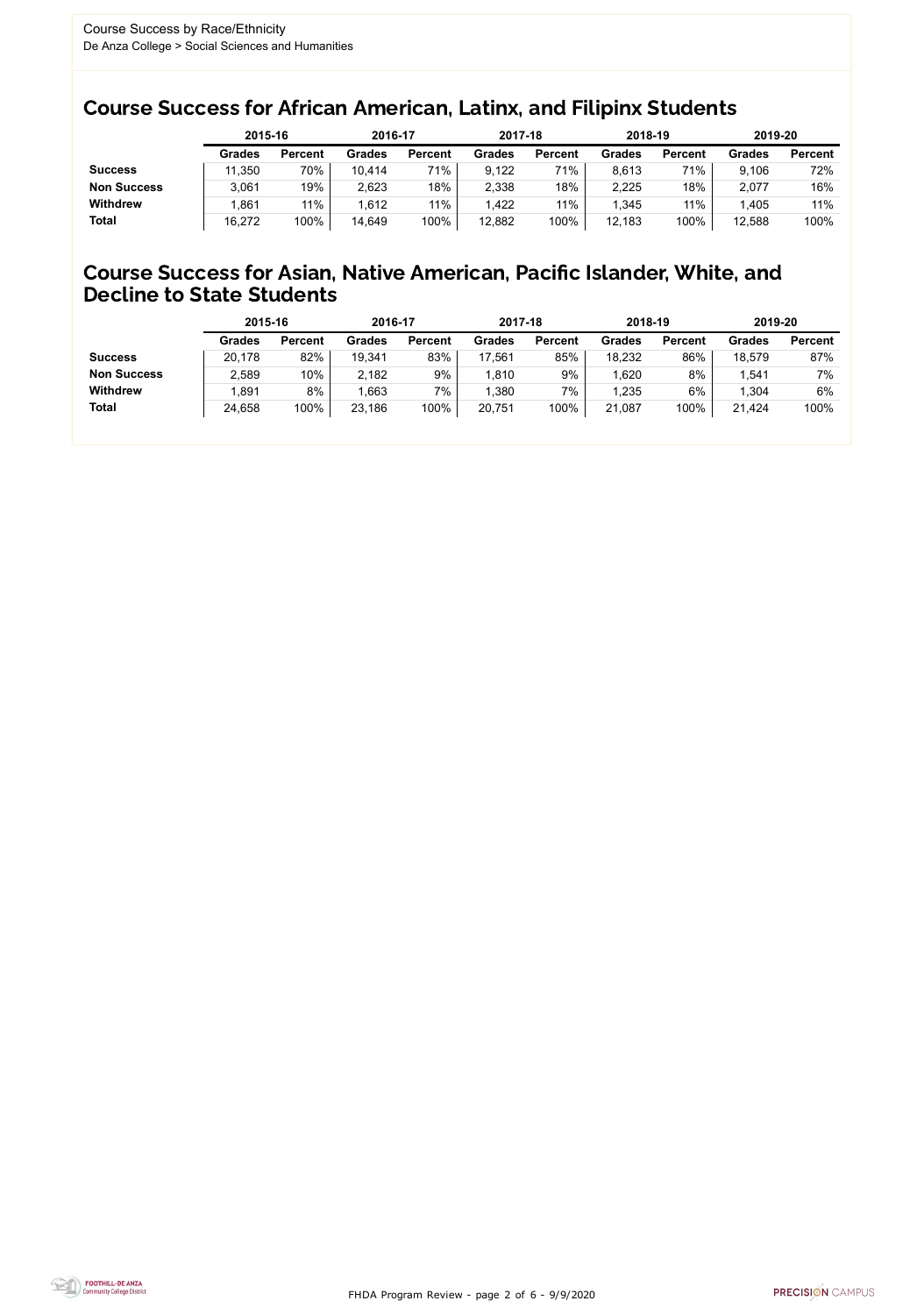Course Success by Race/Ethnicity
De Anza College > Social Sciences and Humanities

## Course Success for African American, Latinx, and Filipinx Students

| | 2015-16 | | 2016-17 | | 2017-18 | | 2018-19 | | 2019-20 | |
|---|---|---|---|---|---|---|---|---|---|---|
| | **Grades** | **Percent** | **Grades** | **Percent** | **Grades** | **Percent** | **Grades** | **Percent** | **Grades** | **Percent** |
| **Success** | 11,350 | 70% | 10,414 | 71% | 9,122 | 71% | 8,613 | 71% | 9,106 | 72% |
| **Non Success** | 3,061 | 19% | 2,623 | 18% | 2,338 | 18% | 2,225 | 18% | 2,077 | 16% |
| **Withdrew** | 1,861 | 11% | 1,612 | 11% | 1,422 | 11% | 1,345 | 11% | 1,405 | 11% |
| **Total** | 16,272 | 100% | 14,649 | 100% | 12,882 | 100% | 12,183 | 100% | 12,588 | 100% |

## Course Success for Asian, Native American, Pacific Islander, White, and Decline to State Students

| | 2015-16 | | 2016-17 | | 2017-18 | | 2018-19 | | 2019-20 | |
|---|---|---|---|---|---|---|---|---|---|---|
| | **Grades** | **Percent** | **Grades** | **Percent** | **Grades** | **Percent** | **Grades** | **Percent** | **Grades** | **Percent** |
| **Success** | 20,178 | 82% | 19,341 | 83% | 17,561 | 85% | 18,232 | 86% | 18,579 | 87% |
| **Non Success** | 2,589 | 10% | 2,182 | 9% | 1,810 | 9% | 1,620 | 8% | 1,541 | 7% |
| **Withdrew** | 1,891 | 8% | 1,663 | 7% | 1,380 | 7% | 1,235 | 6% | 1,304 | 6% |
| **Total** | 24,658 | 100% | 23,186 | 100% | 20,751 | 100% | 21,087 | 100% | 21,424 | 100% |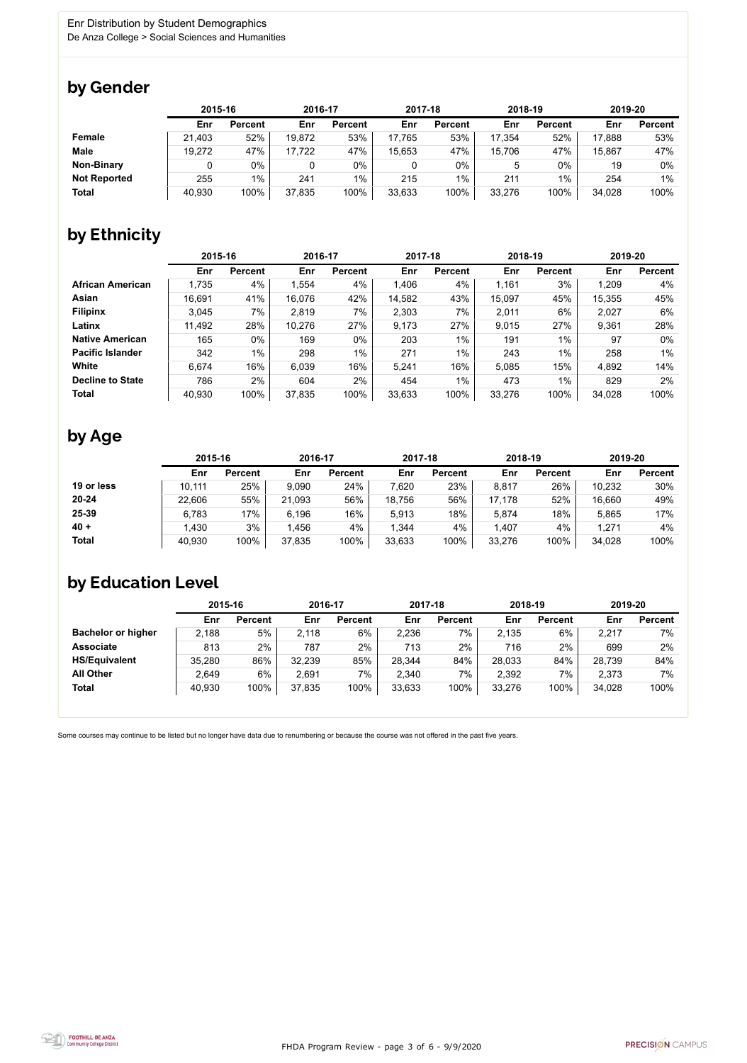Enr Distribution by Student Demographics
De Anza College > Social Sciences and Humanities

## by Gender

| | 2015-16 | | 2016-17 | | 2017-18 | | 2018-19 | | 2019-20 | |
|---|---|---|---|---|---|---|---|---|---|---|
| | Enr | Percent | Enr | Percent | Enr | Percent | Enr | Percent | Enr | Percent |
| **Female** | 21,403 | 52% | 19,872 | 53% | 17,765 | 53% | 17,354 | 52% | 17,888 | 53% |
| **Male** | 19,272 | 47% | 17,722 | 47% | 15,653 | 47% | 15,706 | 47% | 15,867 | 47% |
| **Non-Binary** | 0 | 0% | 0 | 0% | 0 | 0% | 5 | 0% | 19 | 0% |
| **Not Reported** | 255 | 1% | 241 | 1% | 215 | 1% | 211 | 1% | 254 | 1% |
| **Total** | 40,930 | 100% | 37,835 | 100% | 33,633 | 100% | 33,276 | 100% | 34,028 | 100% |

## by Ethnicity

| | 2015-16 | | 2016-17 | | 2017-18 | | 2018-19 | | 2019-20 | |
|---|---|---|---|---|---|---|---|---|---|---|
| | Enr | Percent | Enr | Percent | Enr | Percent | Enr | Percent | Enr | Percent |
| **African American** | 1,735 | 4% | 1,554 | 4% | 1,406 | 4% | 1,161 | 3% | 1,209 | 4% |
| **Asian** | 16,691 | 41% | 16,076 | 42% | 14,582 | 43% | 15,097 | 45% | 15,355 | 45% |
| **Filipinx** | 3,045 | 7% | 2,819 | 7% | 2,303 | 7% | 2,011 | 6% | 2,027 | 6% |
| **Latinx** | 11,492 | 28% | 10,276 | 27% | 9,173 | 27% | 9,015 | 27% | 9,361 | 28% |
| **Native American** | 165 | 0% | 169 | 0% | 203 | 1% | 191 | 1% | 97 | 0% |
| **Pacific Islander** | 342 | 1% | 298 | 1% | 271 | 1% | 243 | 1% | 258 | 1% |
| **White** | 6,674 | 16% | 6,039 | 16% | 5,241 | 16% | 5,085 | 15% | 4,892 | 14% |
| **Decline to State** | 786 | 2% | 604 | 2% | 454 | 1% | 473 | 1% | 829 | 2% |
| **Total** | 40,930 | 100% | 37,835 | 100% | 33,633 | 100% | 33,276 | 100% | 34,028 | 100% |

## by Age

| | 2015-16 | | 2016-17 | | 2017-18 | | 2018-19 | | 2019-20 | |
|---|---|---|---|---|---|---|---|---|---|---|
| | Enr | Percent | Enr | Percent | Enr | Percent | Enr | Percent | Enr | Percent |
| **19 or less** | 10,111 | 25% | 9,090 | 24% | 7,620 | 23% | 8,817 | 26% | 10,232 | 30% |
| **20-24** | 22,606 | 55% | 21,093 | 56% | 18,756 | 56% | 17,178 | 52% | 16,660 | 49% |
| **25-39** | 6,783 | 17% | 6,196 | 16% | 5,913 | 18% | 5,874 | 18% | 5,865 | 17% |
| **40 +** | 1,430 | 3% | 1,456 | 4% | 1,344 | 4% | 1,407 | 4% | 1,271 | 4% |
| **Total** | 40,930 | 100% | 37,835 | 100% | 33,633 | 100% | 33,276 | 100% | 34,028 | 100% |

## by Education Level

| | 2015-16 | | 2016-17 | | 2017-18 | | 2018-19 | | 2019-20 | |
|---|---|---|---|---|---|---|---|---|---|---|
| | Enr | Percent | Enr | Percent | Enr | Percent | Enr | Percent | Enr | Percent |
| **Bachelor or higher** | 2,188 | 5% | 2,118 | 6% | 2,236 | 7% | 2,135 | 6% | 2,217 | 7% |
| **Associate** | 813 | 2% | 787 | 2% | 713 | 2% | 716 | 2% | 699 | 2% |
| **HS/Equivalent** | 35,280 | 86% | 32,239 | 85% | 28,344 | 84% | 28,033 | 84% | 28,739 | 84% |
| **All Other** | 2,649 | 6% | 2,691 | 7% | 2,340 | 7% | 2,392 | 7% | 2,373 | 7% |
| **Total** | 40,930 | 100% | 37,835 | 100% | 33,633 | 100% | 33,276 | 100% | 34,028 | 100% |

Some courses may continue to be listed but no longer have data due to renumbering or because the course was not offered in the past five years.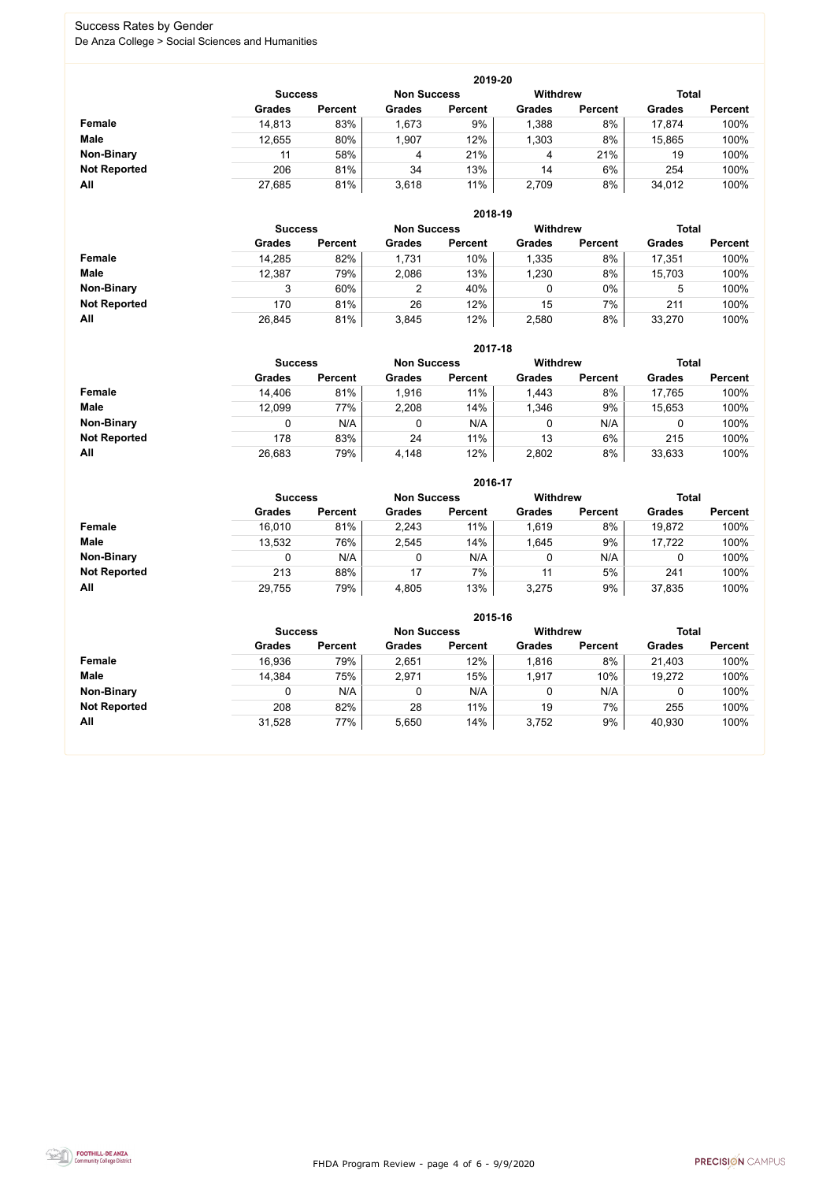## Success Rates by Gender

De Anza College > Social Sciences and Humanities

### 2019-20

| | Success | | Non Success | | Withdrew | | Total | |
|---|---|---|---|---|---|---|---|---|
| | Grades | Percent | Grades | Percent | Grades | Percent | Grades | Percent |
| **Female** | 14,813 | 83% | 1,673 | 9% | 1,388 | 8% | 17,874 | 100% |
| **Male** | 12,655 | 80% | 1,907 | 12% | 1,303 | 8% | 15,865 | 100% |
| **Non-Binary** | 11 | 58% | 4 | 21% | 4 | 21% | 19 | 100% |
| **Not Reported** | 206 | 81% | 34 | 13% | 14 | 6% | 254 | 100% |
| **All** | 27,685 | 81% | 3,618 | 11% | 2,709 | 8% | 34,012 | 100% |

### 2018-19

| | Success | | Non Success | | Withdrew | | Total | |
|---|---|---|---|---|---|---|---|---|
| | Grades | Percent | Grades | Percent | Grades | Percent | Grades | Percent |
| **Female** | 14,285 | 82% | 1,731 | 10% | 1,335 | 8% | 17,351 | 100% |
| **Male** | 12,387 | 79% | 2,086 | 13% | 1,230 | 8% | 15,703 | 100% |
| **Non-Binary** | 3 | 60% | 2 | 40% | 0 | 0% | 5 | 100% |
| **Not Reported** | 170 | 81% | 26 | 12% | 15 | 7% | 211 | 100% |
| **All** | 26,845 | 81% | 3,845 | 12% | 2,580 | 8% | 33,270 | 100% |

### 2017-18

| | Success | | Non Success | | Withdrew | | Total | |
|---|---|---|---|---|---|---|---|---|
| | Grades | Percent | Grades | Percent | Grades | Percent | Grades | Percent |
| **Female** | 14,406 | 81% | 1,916 | 11% | 1,443 | 8% | 17,765 | 100% |
| **Male** | 12,099 | 77% | 2,208 | 14% | 1,346 | 9% | 15,653 | 100% |
| **Non-Binary** | 0 | N/A | 0 | N/A | 0 | N/A | 0 | 100% |
| **Not Reported** | 178 | 83% | 24 | 11% | 13 | 6% | 215 | 100% |
| **All** | 26,683 | 79% | 4,148 | 12% | 2,802 | 8% | 33,633 | 100% |

### 2016-17

| | Success | | Non Success | | Withdrew | | Total | |
|---|---|---|---|---|---|---|---|---|
| | Grades | Percent | Grades | Percent | Grades | Percent | Grades | Percent |
| **Female** | 16,010 | 81% | 2,243 | 11% | 1,619 | 8% | 19,872 | 100% |
| **Male** | 13,532 | 76% | 2,545 | 14% | 1,645 | 9% | 17,722 | 100% |
| **Non-Binary** | 0 | N/A | 0 | N/A | 0 | N/A | 0 | 100% |
| **Not Reported** | 213 | 88% | 17 | 7% | 11 | 5% | 241 | 100% |
| **All** | 29,755 | 79% | 4,805 | 13% | 3,275 | 9% | 37,835 | 100% |

### 2015-16

| | Success | | Non Success | | Withdrew | | Total | |
|---|---|---|---|---|---|---|---|---|
| | Grades | Percent | Grades | Percent | Grades | Percent | Grades | Percent |
| **Female** | 16,936 | 79% | 2,651 | 12% | 1,816 | 8% | 21,403 | 100% |
| **Male** | 14,384 | 75% | 2,971 | 15% | 1,917 | 10% | 19,272 | 100% |
| **Non-Binary** | 0 | N/A | 0 | N/A | 0 | N/A | 0 | 100% |
| **Not Reported** | 208 | 82% | 28 | 11% | 19 | 7% | 255 | 100% |
| **All** | 31,528 | 77% | 5,650 | 14% | 3,752 | 9% | 40,930 | 100% |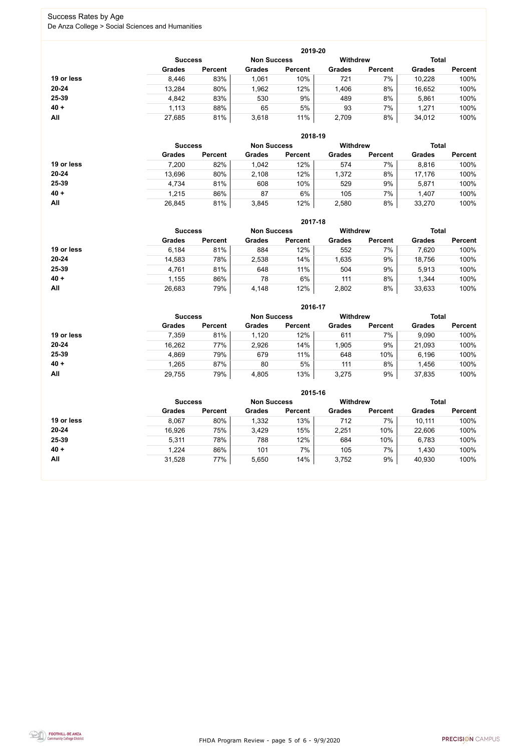# Success Rates by Age

De Anza College > Social Sciences and Humanities

| 2019-20 | Success | | Non Success | | Withdrew | | Total | |
|---|---|---|---|---|---|---|---|---|
| | Grades | Percent | Grades | Percent | Grades | Percent | Grades | Percent |
| 19 or less | 8,446 | 83% | 1,061 | 10% | 721 | 7% | 10,228 | 100% |
| 20-24 | 13,284 | 80% | 1,962 | 12% | 1,406 | 8% | 16,652 | 100% |
| 25-39 | 4,842 | 83% | 530 | 9% | 489 | 8% | 5,861 | 100% |
| 40 + | 1,113 | 88% | 65 | 5% | 93 | 7% | 1,271 | 100% |
| All | 27,685 | 81% | 3,618 | 11% | 2,709 | 8% | 34,012 | 100% |

| 2018-19 | Success | | Non Success | | Withdrew | | Total | |
|---|---|---|---|---|---|---|---|---|
| | Grades | Percent | Grades | Percent | Grades | Percent | Grades | Percent |
| 19 or less | 7,200 | 82% | 1,042 | 12% | 574 | 7% | 8,816 | 100% |
| 20-24 | 13,696 | 80% | 2,108 | 12% | 1,372 | 8% | 17,176 | 100% |
| 25-39 | 4,734 | 81% | 608 | 10% | 529 | 9% | 5,871 | 100% |
| 40 + | 1,215 | 86% | 87 | 6% | 105 | 7% | 1,407 | 100% |
| All | 26,845 | 81% | 3,845 | 12% | 2,580 | 8% | 33,270 | 100% |

| 2017-18 | Success | | Non Success | | Withdrew | | Total | |
|---|---|---|---|---|---|---|---|---|
| | Grades | Percent | Grades | Percent | Grades | Percent | Grades | Percent |
| 19 or less | 6,184 | 81% | 884 | 12% | 552 | 7% | 7,620 | 100% |
| 20-24 | 14,583 | 78% | 2,538 | 14% | 1,635 | 9% | 18,756 | 100% |
| 25-39 | 4,761 | 81% | 648 | 11% | 504 | 9% | 5,913 | 100% |
| 40 + | 1,155 | 86% | 78 | 6% | 111 | 8% | 1,344 | 100% |
| All | 26,683 | 79% | 4,148 | 12% | 2,802 | 8% | 33,633 | 100% |

| 2016-17 | Success | | Non Success | | Withdrew | | Total | |
|---|---|---|---|---|---|---|---|---|
| | Grades | Percent | Grades | Percent | Grades | Percent | Grades | Percent |
| 19 or less | 7,359 | 81% | 1,120 | 12% | 611 | 7% | 9,090 | 100% |
| 20-24 | 16,262 | 77% | 2,926 | 14% | 1,905 | 9% | 21,093 | 100% |
| 25-39 | 4,869 | 79% | 679 | 11% | 648 | 10% | 6,196 | 100% |
| 40 + | 1,265 | 87% | 80 | 5% | 111 | 8% | 1,456 | 100% |
| All | 29,755 | 79% | 4,805 | 13% | 3,275 | 9% | 37,835 | 100% |

| 2015-16 | Success | | Non Success | | Withdrew | | Total | |
|---|---|---|---|---|---|---|---|---|
| | Grades | Percent | Grades | Percent | Grades | Percent | Grades | Percent |
| 19 or less | 8,067 | 80% | 1,332 | 13% | 712 | 7% | 10,111 | 100% |
| 20-24 | 16,926 | 75% | 3,429 | 15% | 2,251 | 10% | 22,606 | 100% |
| 25-39 | 5,311 | 78% | 788 | 12% | 684 | 10% | 6,783 | 100% |
| 40 + | 1,224 | 86% | 101 | 7% | 105 | 7% | 1,430 | 100% |
| All | 31,528 | 77% | 5,650 | 14% | 3,752 | 9% | 40,930 | 100% |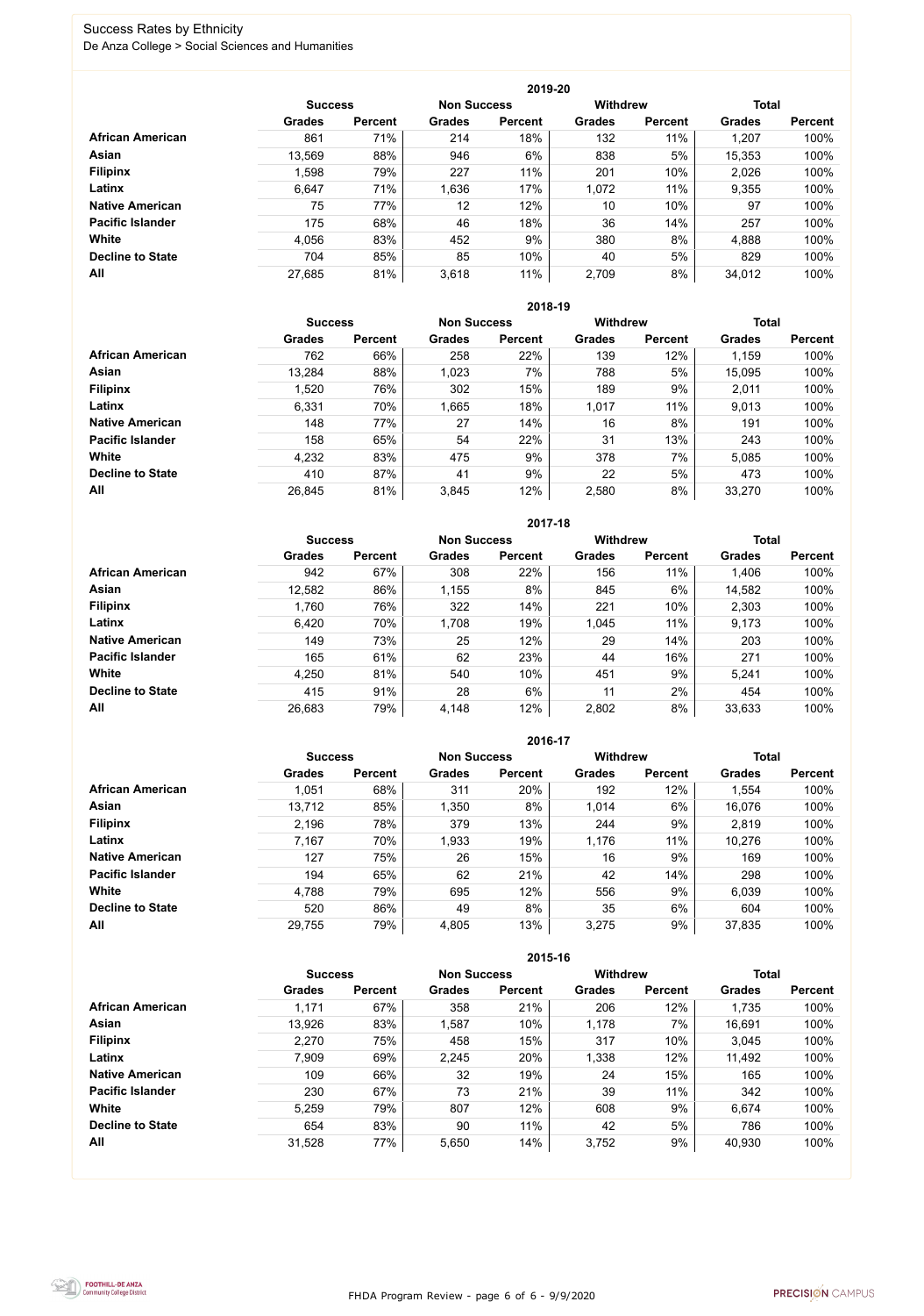# Success Rates by Ethnicity

De Anza College > Social Sciences and Humanities

## 2019-20

| | Success | | Non Success | | Withdrew | | Total | |
|---|---|---|---|---|---|---|---|---|
| | Grades | Percent | Grades | Percent | Grades | Percent | Grades | Percent |
| **African American** | 861 | 71% | 214 | 18% | 132 | 11% | 1,207 | 100% |
| **Asian** | 13,569 | 88% | 946 | 6% | 838 | 5% | 15,353 | 100% |
| **Filipinx** | 1,598 | 79% | 227 | 11% | 201 | 10% | 2,026 | 100% |
| **Latinx** | 6,647 | 71% | 1,636 | 17% | 1,072 | 11% | 9,355 | 100% |
| **Native American** | 75 | 77% | 12 | 12% | 10 | 10% | 97 | 100% |
| **Pacific Islander** | 175 | 68% | 46 | 18% | 36 | 14% | 257 | 100% |
| **White** | 4,056 | 83% | 452 | 9% | 380 | 8% | 4,888 | 100% |
| **Decline to State** | 704 | 85% | 85 | 10% | 40 | 5% | 829 | 100% |
| **All** | 27,685 | 81% | 3,618 | 11% | 2,709 | 8% | 34,012 | 100% |

## 2018-19

| | Success | | Non Success | | Withdrew | | Total | |
|---|---|---|---|---|---|---|---|---|
| | Grades | Percent | Grades | Percent | Grades | Percent | Grades | Percent |
| **African American** | 762 | 66% | 258 | 22% | 139 | 12% | 1,159 | 100% |
| **Asian** | 13,284 | 88% | 1,023 | 7% | 788 | 5% | 15,095 | 100% |
| **Filipinx** | 1,520 | 76% | 302 | 15% | 189 | 9% | 2,011 | 100% |
| **Latinx** | 6,331 | 70% | 1,665 | 18% | 1,017 | 11% | 9,013 | 100% |
| **Native American** | 148 | 77% | 27 | 14% | 16 | 8% | 191 | 100% |
| **Pacific Islander** | 158 | 65% | 54 | 22% | 31 | 13% | 243 | 100% |
| **White** | 4,232 | 83% | 475 | 9% | 378 | 7% | 5,085 | 100% |
| **Decline to State** | 410 | 87% | 41 | 9% | 22 | 5% | 473 | 100% |
| **All** | 26,845 | 81% | 3,845 | 12% | 2,580 | 8% | 33,270 | 100% |

## 2017-18

| | Success | | Non Success | | Withdrew | | Total | |
|---|---|---|---|---|---|---|---|---|
| | Grades | Percent | Grades | Percent | Grades | Percent | Grades | Percent |
| **African American** | 942 | 67% | 308 | 22% | 156 | 11% | 1,406 | 100% |
| **Asian** | 12,582 | 86% | 1,155 | 8% | 845 | 6% | 14,582 | 100% |
| **Filipinx** | 1,760 | 76% | 322 | 14% | 221 | 10% | 2,303 | 100% |
| **Latinx** | 6,420 | 70% | 1,708 | 19% | 1,045 | 11% | 9,173 | 100% |
| **Native American** | 149 | 73% | 25 | 12% | 29 | 14% | 203 | 100% |
| **Pacific Islander** | 165 | 61% | 62 | 23% | 44 | 16% | 271 | 100% |
| **White** | 4,250 | 81% | 540 | 10% | 451 | 9% | 5,241 | 100% |
| **Decline to State** | 415 | 91% | 28 | 6% | 11 | 2% | 454 | 100% |
| **All** | 26,683 | 79% | 4,148 | 12% | 2,802 | 8% | 33,633 | 100% |

## 2016-17

| | Success | | Non Success | | Withdrew | | Total | |
|---|---|---|---|---|---|---|---|---|
| | Grades | Percent | Grades | Percent | Grades | Percent | Grades | Percent |
| **African American** | 1,051 | 68% | 311 | 20% | 192 | 12% | 1,554 | 100% |
| **Asian** | 13,712 | 85% | 1,350 | 8% | 1,014 | 6% | 16,076 | 100% |
| **Filipinx** | 2,196 | 78% | 379 | 13% | 244 | 9% | 2,819 | 100% |
| **Latinx** | 7,167 | 70% | 1,933 | 19% | 1,176 | 11% | 10,276 | 100% |
| **Native American** | 127 | 75% | 26 | 15% | 16 | 9% | 169 | 100% |
| **Pacific Islander** | 194 | 65% | 62 | 21% | 42 | 14% | 298 | 100% |
| **White** | 4,788 | 79% | 695 | 12% | 556 | 9% | 6,039 | 100% |
| **Decline to State** | 520 | 86% | 49 | 8% | 35 | 6% | 604 | 100% |
| **All** | 29,755 | 79% | 4,805 | 13% | 3,275 | 9% | 37,835 | 100% |

## 2015-16

| | Success | | Non Success | | Withdrew | | Total | |
|---|---|---|---|---|---|---|---|---|
| | Grades | Percent | Grades | Percent | Grades | Percent | Grades | Percent |
| **African American** | 1,171 | 67% | 358 | 21% | 206 | 12% | 1,735 | 100% |
| **Asian** | 13,926 | 83% | 1,587 | 10% | 1,178 | 7% | 16,691 | 100% |
| **Filipinx** | 2,270 | 75% | 458 | 15% | 317 | 10% | 3,045 | 100% |
| **Latinx** | 7,909 | 69% | 2,245 | 20% | 1,338 | 12% | 11,492 | 100% |
| **Native American** | 109 | 66% | 32 | 19% | 24 | 15% | 165 | 100% |
| **Pacific Islander** | 230 | 67% | 73 | 21% | 39 | 11% | 342 | 100% |
| **White** | 5,259 | 79% | 807 | 12% | 608 | 9% | 6,674 | 100% |
| **Decline to State** | 654 | 83% | 90 | 11% | 42 | 5% | 786 | 100% |
| **All** | 31,528 | 77% | 5,650 | 14% | 3,752 | 9% | 40,930 | 100% |